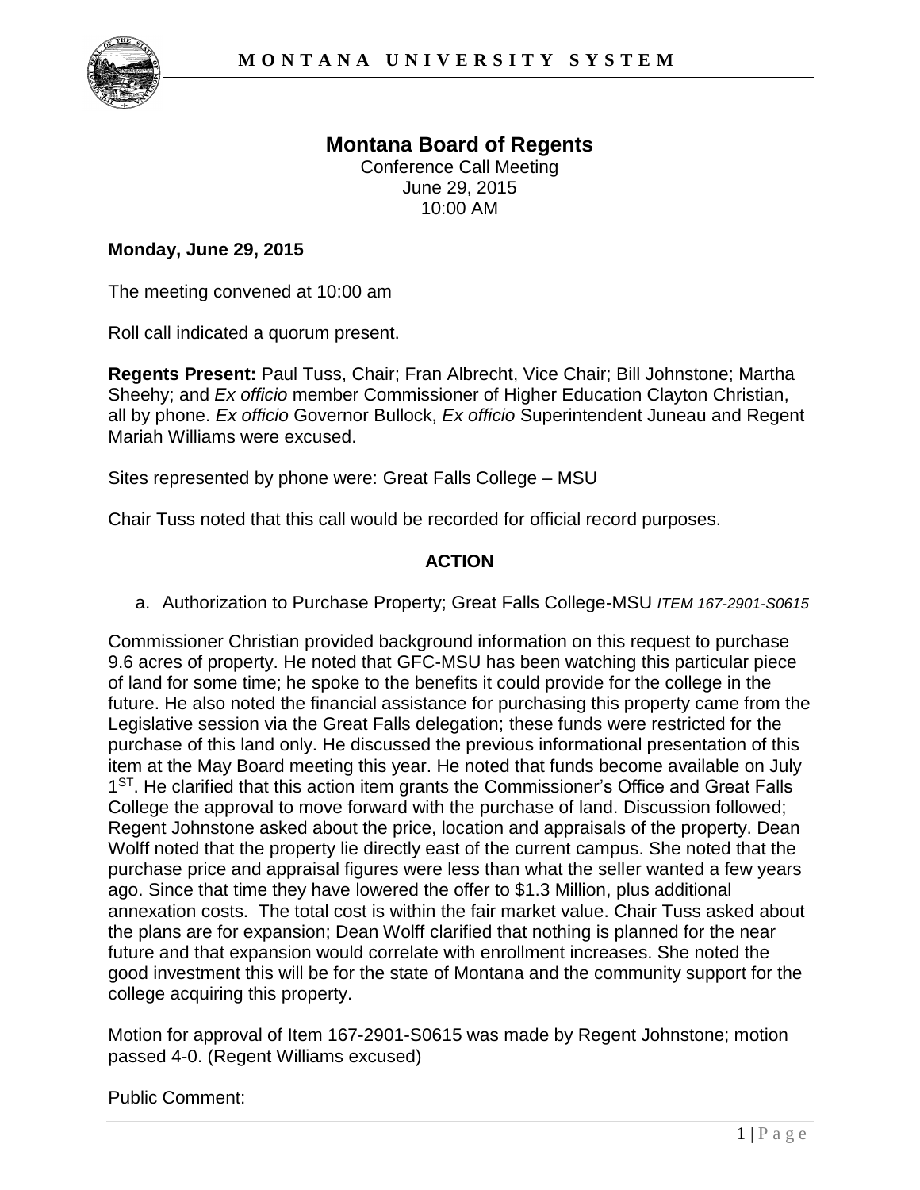# Montana Board of Regents

Conference Call Meeting
June 29, 2015
10:00 AM

**Monday, June 29, 2015**

The meeting convened at 10:00 am

Roll call indicated a quorum present.

**Regents Present:** Paul Tuss, Chair; Fran Albrecht, Vice Chair; Bill Johnstone; Martha Sheehy; and *Ex officio* member Commissioner of Higher Education Clayton Christian, all by phone. *Ex officio* Governor Bullock, *Ex officio* Superintendent Juneau and Regent Mariah Williams were excused.

Sites represented by phone were: Great Falls College – MSU

Chair Tuss noted that this call would be recorded for official record purposes.

## ACTION

a. Authorization to Purchase Property; Great Falls College-MSU *ITEM 167-2901-S0615*

Commissioner Christian provided background information on this request to purchase 9.6 acres of property. He noted that GFC-MSU has been watching this particular piece of land for some time; he spoke to the benefits it could provide for the college in the future. He also noted the financial assistance for purchasing this property came from the Legislative session via the Great Falls delegation; these funds were restricted for the purchase of this land only. He discussed the previous informational presentation of this item at the May Board meeting this year. He noted that funds become available on July 1ST. He clarified that this action item grants the Commissioner's Office and Great Falls College the approval to move forward with the purchase of land. Discussion followed; Regent Johnstone asked about the price, location and appraisals of the property. Dean Wolff noted that the property lie directly east of the current campus. She noted that the purchase price and appraisal figures were less than what the seller wanted a few years ago. Since that time they have lowered the offer to $1.3 Million, plus additional annexation costs. The total cost is within the fair market value. Chair Tuss asked about the plans are for expansion; Dean Wolff clarified that nothing is planned for the near future and that expansion would correlate with enrollment increases. She noted the good investment this will be for the state of Montana and the community support for the college acquiring this property.

Motion for approval of Item 167-2901-S0615 was made by Regent Johnstone; motion passed 4-0. (Regent Williams excused)

Public Comment: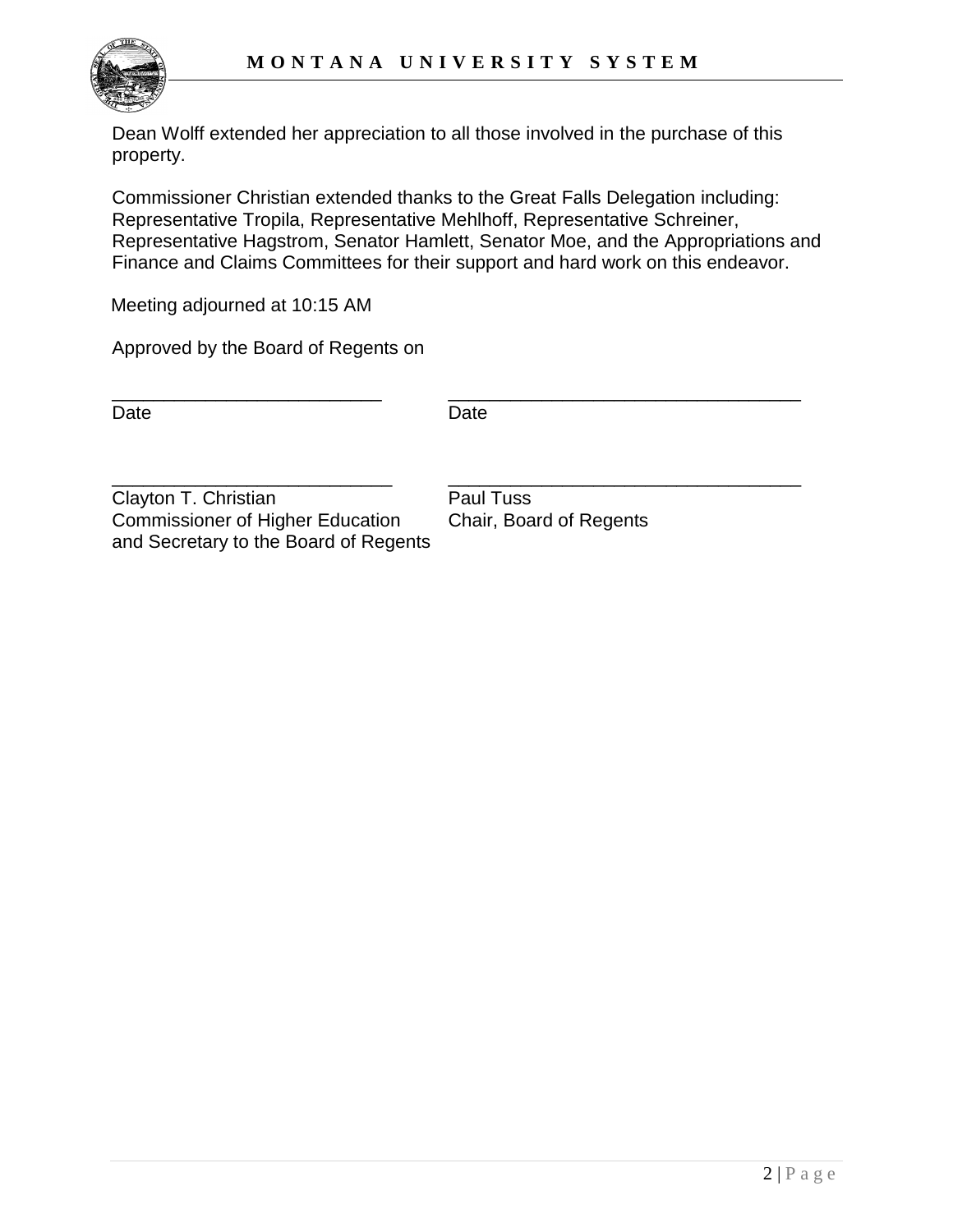Dean Wolff extended her appreciation to all those involved in the purchase of this property.

Commissioner Christian extended thanks to the Great Falls Delegation including: Representative Tropila, Representative Mehlhoff, Representative Schreiner, Representative Hagstrom, Senator Hamlett, Senator Moe, and the Appropriations and Finance and Claims Committees for their support and hard work on this endeavor.

Meeting adjourned at 10:15 AM

Approved by the Board of Regents on

| | |
|---|---|
| _________________________ | _________________________ |
| Date | Date |
| | |
| _________________________ | _________________________ |
| Clayton T. Christian<br>Commissioner of Higher Education<br>and Secretary to the Board of Regents | Paul Tuss<br>Chair, Board of Regents |